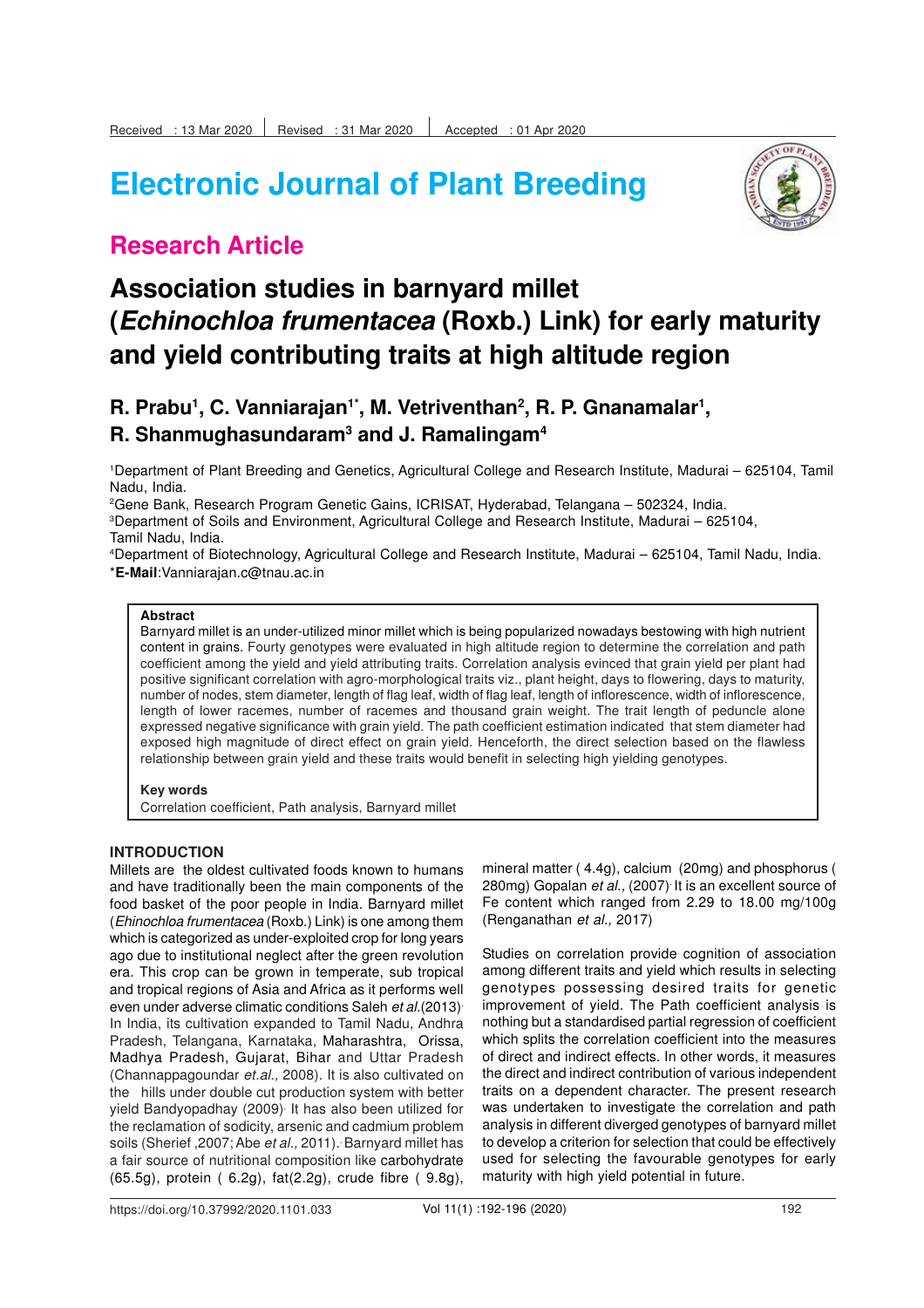Received : 13 Mar 2020 | Revised : 31 Mar 2020 | Accepted : 01 Apr 2020

# Electronic Journal of Plant Breeding

## Research Article

# Association studies in barnyard millet (*Echinochloa frumentacea* (Roxb.) Link) for early maturity and yield contributing traits at high altitude region

**R. Prabu[1], C. Vanniarajan[1*], M. Vetriventhan[2], R. P. Gnanamalar[1], R. Shanmughasundaram[3] and J. Ramalingam[4]**

[1]Department of Plant Breeding and Genetics, Agricultural College and Research Institute, Madurai – 625104, Tamil Nadu, India.

[2]Gene Bank, Research Program Genetic Gains, ICRISAT, Hyderabad, Telangana – 502324, India.

[3]Department of Soils and Environment, Agricultural College and Research Institute, Madurai – 625104, Tamil Nadu, India.

[4]Department of Biotechnology, Agricultural College and Research Institute, Madurai – 625104, Tamil Nadu, India.

***E-Mail**:Vanniarajan.c@tnau.ac.in

**Abstract**

Barnyard millet is an under-utilized minor millet which is being popularized nowadays bestowing with high nutrient content in grains. Fourty genotypes were evaluated in high altitude region to determine the correlation and path coefficient among the yield and yield attributing traits. Correlation analysis evinced that grain yield per plant had positive significant correlation with agro-morphological traits viz., plant height, days to flowering, days to maturity, number of nodes, stem diameter, length of flag leaf, width of flag leaf, length of inflorescence, width of inflorescence, length of lower racemes, number of racemes and thousand grain weight. The trait length of peduncle alone expressed negative significance with grain yield. The path coefficient estimation indicated that stem diameter had exposed high magnitude of direct effect on grain yield. Henceforth, the direct selection based on the flawless relationship between grain yield and these traits would benefit in selecting high yielding genotypes.

**Key words**

Correlation coefficient, Path analysis, Barnyard millet

### INTRODUCTION

Millets are the oldest cultivated foods known to humans and have traditionally been the main components of the food basket of the poor people in India. Barnyard millet (*Ehinochloa frumentacea* (Roxb.) Link) is one among them which is categorized as under-exploited crop for long years ago due to institutional neglect after the green revolution era. This crop can be grown in temperate, sub tropical and tropical regions of Asia and Africa as it performs well even under adverse climatic conditions Saleh *et al.*(2013). In India, its cultivation expanded to Tamil Nadu, Andhra Pradesh, Telangana, Karnataka, Maharashtra, Orissa, Madhya Pradesh, Gujarat, Bihar and Uttar Pradesh (Channappagoundar *et.al.,* 2008). It is also cultivated on the hills under double cut production system with better yield Bandyopadhay (2009). It has also been utilized for the reclamation of sodicity, arsenic and cadmium problem soils (Sherief ,2007; Abe *et al.,* 2011). Barnyard millet has a fair source of nutritional composition like carbohydrate (65.5g), protein ( 6.2g), fat(2.2g), crude fibre ( 9.8g), mineral matter ( 4.4g), calcium (20mg) and phosphorus ( 280mg) Gopalan *et al.,* (2007). It is an excellent source of Fe content which ranged from 2.29 to 18.00 mg/100g (Renganathan *et al.,* 2017)

Studies on correlation provide cognition of association among different traits and yield which results in selecting genotypes possessing desired traits for genetic improvement of yield. The Path coefficient analysis is nothing but a standardised partial regression of coefficient which splits the correlation coefficient into the measures of direct and indirect effects. In other words, it measures the direct and indirect contribution of various independent traits on a dependent character. The present research was undertaken to investigate the correlation and path analysis in different diverged genotypes of barnyard millet to develop a criterion for selection that could be effectively used for selecting the favourable genotypes for early maturity with high yield potential in future.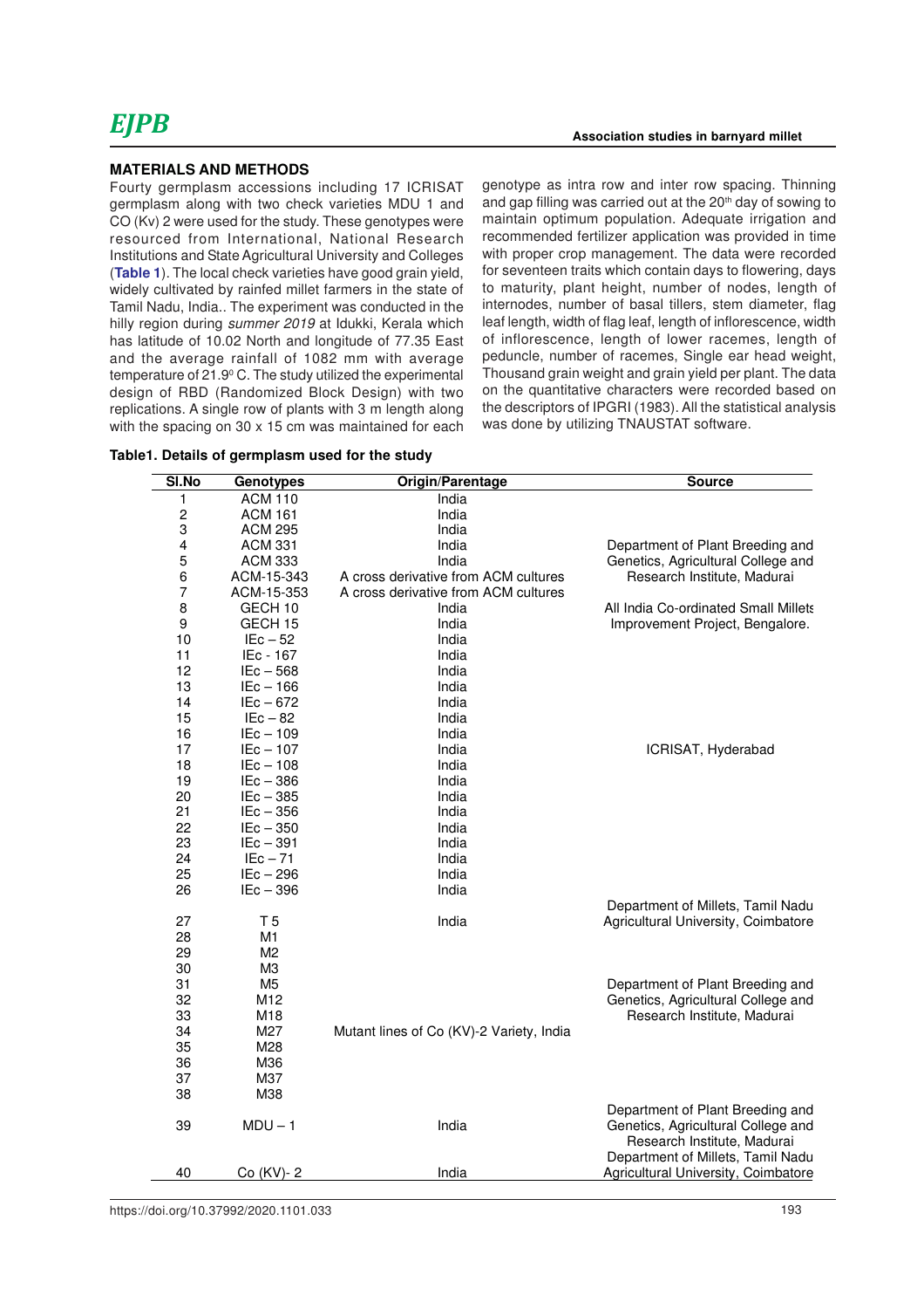## MATERIALS AND METHODS

Fourty germplasm accessions including 17 ICRISAT germplasm along with two check varieties MDU 1 and CO (Kv) 2 were used for the study. These genotypes were resourced from International, National Research Institutions and State Agricultural University and Colleges (**Table 1**). The local check varieties have good grain yield, widely cultivated by rainfed millet farmers in the state of Tamil Nadu, India.. The experiment was conducted in the hilly region during *summer 2019* at Idukki, Kerala which has latitude of 10.02 North and longitude of 77.35 East and the average rainfall of 1082 mm with average temperature of 21.9$^0$ C. The study utilized the experimental design of RBD (Randomized Block Design) with two replications. A single row of plants with 3 m length along with the spacing on 30 x 15 cm was maintained for each genotype as intra row and inter row spacing. Thinning and gap filling was carried out at the 20$^{th}$ day of sowing to maintain optimum population. Adequate irrigation and recommended fertilizer application was provided in time with proper crop management. The data were recorded for seventeen traits which contain days to flowering, days to maturity, plant height, number of nodes, length of internodes, number of basal tillers, stem diameter, flag leaf length, width of flag leaf, length of inflorescence, width of inflorescence, length of lower racemes, length of peduncle, number of racemes, Single ear head weight, Thousand grain weight and grain yield per plant. The data on the quantitative characters were recorded based on the descriptors of IPGRI (1983). All the statistical analysis was done by utilizing TNAUSTAT software.

**Table1. Details of germplasm used for the study**

| Sl.No | Genotypes | Origin/Parentage | Source |
|---|---|---|---|
| 1 | ACM 110 | India | |
| 2 | ACM 161 | India | |
| 3 | ACM 295 | India | |
| 4 | ACM 331 | India | Department of Plant Breeding and |
| 5 | ACM 333 | India | Genetics, Agricultural College and |
| 6 | ACM-15-343 | A cross derivative from ACM cultures | Research Institute, Madurai |
| 7 | ACM-15-353 | A cross derivative from ACM cultures | |
| 8 | GECH 10 | India | All India Co-ordinated Small Millets |
| 9 | GECH 15 | India | Improvement Project, Bengalore. |
| 10 | IEc – 52 | India | |
| 11 | IEc - 167 | India | |
| 12 | IEc – 568 | India | |
| 13 | IEc – 166 | India | |
| 14 | IEc – 672 | India | |
| 15 | IEc – 82 | India | |
| 16 | IEc – 109 | India | |
| 17 | IEc – 107 | India | ICRISAT, Hyderabad |
| 18 | IEc – 108 | India | |
| 19 | IEc – 386 | India | |
| 20 | IEc – 385 | India | |
| 21 | IEc – 356 | India | |
| 22 | IEc – 350 | India | |
| 23 | IEc – 391 | India | |
| 24 | IEc – 71 | India | |
| 25 | IEc – 296 | India | |
| 26 | IEc – 396 | India | |
| 27 | T 5 | India | Department of Millets, Tamil Nadu Agricultural University, Coimbatore |
| 28 | M1 | | |
| 29 | M2 | | |
| 30 | M3 | | |
| 31 | M5 | | Department of Plant Breeding and |
| 32 | M12 | | Genetics, Agricultural College and |
| 33 | M18 | | Research Institute, Madurai |
| 34 | M27 | Mutant lines of Co (KV)-2 Variety, India | |
| 35 | M28 | | |
| 36 | M36 | | |
| 37 | M37 | | |
| 38 | M38 | | |
| 39 | MDU – 1 | India | Department of Plant Breeding and Genetics, Agricultural College and Research Institute, Madurai |
| 40 | Co (KV)- 2 | India | Department of Millets, Tamil Nadu Agricultural University, Coimbatore |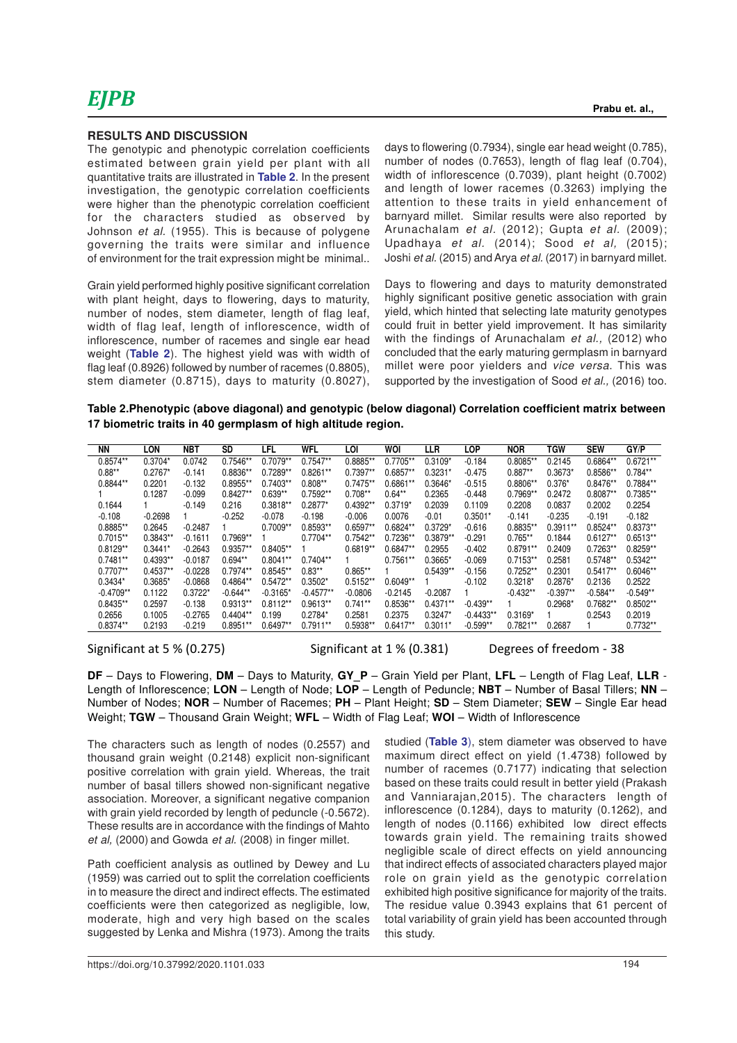## RESULTS AND DISCUSSION

The genotypic and phenotypic correlation coefficients estimated between grain yield per plant with all quantitative traits are illustrated in **Table 2**. In the present investigation, the genotypic correlation coefficients were higher than the phenotypic correlation coefficient for the characters studied as observed by Johnson *et al.* (1955). This is because of polygene governing the traits were similar and influence of environment for the trait expression might be minimal..

Grain yield performed highly positive significant correlation with plant height, days to flowering, days to maturity, number of nodes, stem diameter, length of flag leaf, width of flag leaf, length of inflorescence, width of inflorescence, number of racemes and single ear head weight (**Table 2**). The highest yield was with width of flag leaf (0.8926) followed by number of racemes (0.8805), stem diameter (0.8715), days to maturity (0.8027), days to flowering (0.7934), single ear head weight (0.785), number of nodes (0.7653), length of flag leaf (0.704), width of inflorescence (0.7039), plant height (0.7002) and length of lower racemes (0.3263) implying the attention to these traits in yield enhancement of barnyard millet. Similar results were also reported by Arunachalam *et al.* (2012); Gupta *et al.* (2009); Upadhaya *et al.* (2014); Sood *et al,* (2015); Joshi *et al.* (2015) and Arya *et al.* (2017) in barnyard millet.

Days to flowering and days to maturity demonstrated highly significant positive genetic association with grain yield, which hinted that selecting late maturity genotypes could fruit in better yield improvement. It has similarity with the findings of Arunachalam *et al.,* (2012) who concluded that the early maturing germplasm in barnyard millet were poor yielders and *vice versa*. This was supported by the investigation of Sood *et al.,* (2016) too.

**Table 2.Phenotypic (above diagonal) and genotypic (below diagonal) Correlation coefficient matrix between 17 biometric traits in 40 germplasm of high altitude region.**

| NN | LON | NBT | SD | LFL | WFL | LOI | WOI | LLR | LOP | NOR | TGW | SEW | GY/P |
|---|---|---|---|---|---|---|---|---|---|---|---|---|---|
| 0.8574** | 0.3704* | 0.0742 | 0.7546** | 0.7079** | 0.7547** | 0.8885** | 0.7705** | 0.3109* | -0.184 | 0.8085** | 0.2145 | 0.6864** | 0.6721** |
| 0.88** | 0.2767* | -0.141 | 0.8836** | 0.7289** | 0.8261** | 0.7397** | 0.6857** | 0.3231* | -0.475 | 0.887** | 0.3673* | 0.8586** | 0.784** |
| 0.8844** | 0.2201 | -0.132 | 0.8955** | 0.7403** | 0.808** | 0.7475** | 0.6861** | 0.3646* | -0.515 | 0.8806** | 0.376* | 0.8476** | 0.7884** |
| 1 | 0.1287 | -0.099 | 0.8427** | 0.639** | 0.7592** | 0.708** | 0.64** | 0.2365 | -0.448 | 0.7969** | 0.2472 | 0.8087** | 0.7385** |
| 0.1644 | 1 | -0.149 | 0.216 | 0.3818** | 0.2877* | 0.4392** | 0.3719* | 0.2039 | 0.1109 | 0.2208 | 0.0837 | 0.2002 | 0.2254 |
| -0.108 | -0.2698 | 1 | -0.252 | -0.078 | -0.198 | -0.006 | 0.0076 | -0.01 | 0.3501* | -0.141 | -0.235 | -0.191 | -0.182 |
| 0.8885** | 0.2645 | -0.2487 | 1 | 0.7009** | 0.8593** | 0.6597** | 0.6824** | 0.3729* | -0.616 | 0.8835** | 0.3911** | 0.8524** | 0.8373** |
| 0.7015** | 0.3843** | -0.1611 | 0.7969** | 1 | 0.7704** | 0.7542** | 0.7236** | 0.3879** | -0.291 | 0.765** | 0.1844 | 0.6127** | 0.6513** |
| 0.8129** | 0.3441* | -0.2643 | 0.9357** | 0.8405** | 1 | 0.6819** | 0.6847** | 0.2955 | -0.402 | 0.8791** | 0.2409 | 0.7263** | 0.8259** |
| 0.7481** | 0.4393** | -0.0187 | 0.694** | 0.8041** | 0.7404** | 1 | 0.7561** | 0.3665* | -0.069 | 0.7153** | 0.2581 | 0.5748** | 0.5342** |
| 0.7707** | 0.4537** | -0.0228 | 0.7974** | 0.8545** | 0.83** | 0.865** | 1 | 0.5439** | -0.156 | 0.7252** | 0.2301 | 0.5417** | 0.6046** |
| 0.3434* | 0.3685* | -0.0868 | 0.4864** | 0.5472** | 0.3502* | 0.5152** | 0.6049** | 1 | -0.102 | 0.3218* | 0.2876* | 0.2136 | 0.2522 |
| -0.4709** | 0.1122 | 0.3722* | -0.644** | -0.3165* | -0.4577** | -0.0806 | -0.2145 | -0.2087 | 1 | -0.432** | -0.397** | -0.584** | -0.549** |
| 0.8435** | 0.2597 | -0.138 | 0.9313** | 0.8112** | 0.9613** | 0.741** | 0.8536** | 0.4371** | -0.439** | 1 | 0.2968* | 0.7682** | 0.8502** |
| 0.2656 | 0.1005 | -0.2765 | 0.4404** | 0.199 | 0.2784* | 0.2581 | 0.2375 | 0.3247* | -0.4433** | 0.3169* | 1 | 0.2543 | 0.2019 |
| 0.8374** | 0.2193 | -0.219 | 0.8951** | 0.6497** | 0.7911** | 0.5938** | 0.6417** | 0.3011* | -0.599** | 0.7821** | 0.2687 | 1 | 0.7732** |

Significant at 5 % (0.275) Significant at 1 % (0.381) Degrees of freedom - 38

**DF** – Days to Flowering, **DM** – Days to Maturity, **GY_P** – Grain Yield per Plant, **LFL** – Length of Flag Leaf, **LLR** - Length of Inflorescence; **LON** – Length of Node; **LOP** – Length of Peduncle; **NBT** – Number of Basal Tillers; **NN** – Number of Nodes; **NOR** – Number of Racemes; **PH** – Plant Height; **SD** – Stem Diameter; **SEW** – Single Ear head Weight; **TGW** – Thousand Grain Weight; **WFL** – Width of Flag Leaf; **WOI** – Width of Inflorescence

The characters such as length of nodes (0.2557) and thousand grain weight (0.2148) explicit non-significant positive correlation with grain yield. Whereas, the trait number of basal tillers showed non-significant negative association. Moreover, a significant negative companion with grain yield recorded by length of peduncle (-0.5672). These results are in accordance with the findings of Mahto *et al,* (2000) and Gowda *et al.* (2008) in finger millet.

Path coefficient analysis as outlined by Dewey and Lu (1959) was carried out to split the correlation coefficients in to measure the direct and indirect effects. The estimated coefficients were then categorized as negligible, low, moderate, high and very high based on the scales suggested by Lenka and Mishra (1973). Among the traits studied (**Table 3**), stem diameter was observed to have maximum direct effect on yield (1.4738) followed by number of racemes (0.7177) indicating that selection based on these traits could result in better yield (Prakash and Vanniarajan,2015). The characters length of inflorescence (0.1284), days to maturity (0.1262), and length of nodes (0.1166) exhibited low direct effects towards grain yield. The remaining traits showed negligible scale of direct effects on yield announcing that indirect effects of associated characters played major role on grain yield as the genotypic correlation exhibited high positive significance for majority of the traits. The residue value 0.3943 explains that 61 percent of total variability of grain yield has been accounted through this study.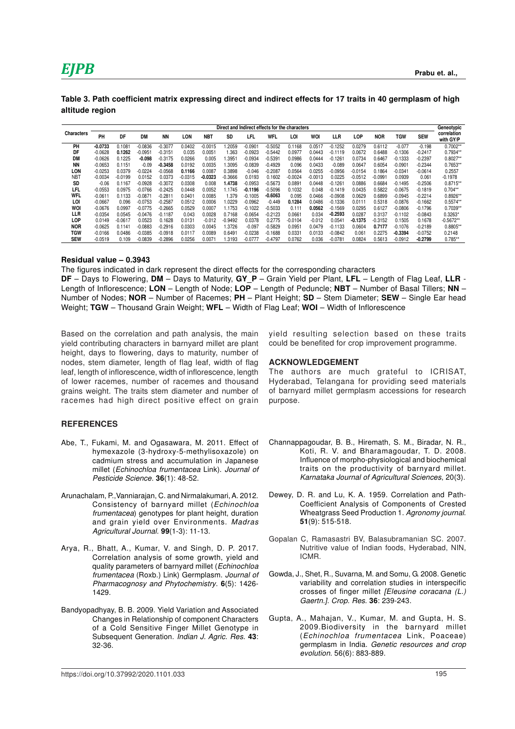**Table 3. Path coefficient matrix expressing direct and indirect effects for 17 traits in 40 germplasm of high altitude region**

| Characters | Direct and Indirect effects for the characters | | | | | | | | | | | | | | | | Geneotypic correlation with GY/P |
|---|---|---|---|---|---|---|---|---|---|---|---|---|---|---|---|---|---|
| | PH | DF | DM | NN | LON | NBT | SD | LFL | WFL | LOI | WOI | LLR | LOP | NOR | TGW | SEW | |
| PH | **-0.0733** | 0.1081 | -0.0836 | -0.3077 | 0.0402 | -0.0015 | 1.2059 | -0.0901 | -0.5052 | 0.1168 | 0.0517 | -0.1252 | 0.0279 | 0.6112 | -0.077 | -0.198 | 0.7002** |
| DF | -0.0628 | **0.1262** | -0.0951 | -0.3151 | 0.035 | 0.0051 | 1.363 | -0.0923 | -0.5442 | 0.0977 | 0.0443 | -0.1119 | 0.0672 | 0.6488 | -0.1306 | -0.2417 | 0.7934** |
| DM | -0.0626 | 0.1225 | **-0.098** | -0.3175 | 0.0266 | 0.005 | 1.3951 | -0.0934 | -0.5391 | 0.0986 | 0.0444 | -0.1261 | 0.0734 | 0.6467 | -0.1333 | -0.2397 | 0.8027** |
| NN | -0.0653 | 0.1151 | -0.09 | **-0.3458** | 0.0192 | 0.0035 | 1.3095 | -0.0839 | -0.4929 | 0.096 | 0.0433 | -0.089 | 0.0647 | 0.6054 | -0.0901 | -0.2344 | 0.7653** |
| LON | -0.0253 | 0.0379 | -0.0224 | -0.0568 | **0.1166** | 0.0087 | 0.3898 | -0.046 | -0.2087 | 0.0564 | 0.0255 | -0.0956 | -0.0154 | 0.1864 | -0.0341 | -0.0614 | 0.2557 |
| NBT | -0.0034 | -0.0199 | 0.0152 | 0.0373 | -0.0315 | **-0.0323** | -0.3666 | 0.0193 | 0.1602 | -0.0024 | -0.0013 | 0.0225 | -0.0512 | -0.0991 | 0.0939 | 0.061 | -0.1978 |
| SD | -0.06 | 0.1167 | -0.0928 | -0.3072 | 0.0308 | 0.008 | **1.4738** | -0.0953 | -0.5673 | 0.0891 | 0.0448 | -0.1261 | 0.0886 | 0.6684 | -0.1495 | -0.2506 | 0.8715** |
| LFL | -0.0553 | 0.0975 | -0.0766 | -0.2425 | 0.0448 | 0.0052 | 1.1745 | **-0.1196** | -0.5096 | 0.1032 | 0.048 | -0.1419 | 0.0435 | 0.5822 | -0.0675 | -0.1819 | 0.704** |
| WFL | -0.0611 | 0.1133 | -0.0871 | -0.2811 | 0.0401 | 0.0085 | 1.379 | -0.1005 | **-0.6063** | 0.095 | 0.0466 | -0.0908 | 0.0629 | 0.6899 | -0.0945 | -0.2214 | 0.8926** |
| LOI | -0.0667 | 0.096 | -0.0753 | -0.2587 | 0.0512 | 0.0006 | 1.0229 | -0.0962 | -0.449 | **0.1284** | 0.0486 | -0.1336 | 0.0111 | 0.5318 | -0.0876 | -0.1662 | 0.5574** |
| WOI | -0.0676 | 0.0997 | -0.0775 | -0.2665 | 0.0529 | 0.0007 | 1.1753 | -0.1022 | -0.5033 | 0.111 | **0.0562** | -0.1569 | 0.0295 | 0.6127 | -0.0806 | -0.1796 | 0.7039** |
| LLR | -0.0354 | 0.0545 | -0.0476 | -0.1187 | 0.043 | 0.0028 | 0.7168 | -0.0654 | -0.2123 | 0.0661 | 0.034 | **-0.2593** | 0.0287 | 0.3137 | -0.1102 | -0.0843 | 0.3263* |
| LOP | 0.0149 | -0.0617 | 0.0523 | 0.1628 | 0.0131 | -0.012 | -0.9492 | 0.0378 | 0.2775 | -0.0104 | -0.012 | 0.0541 | **-0.1375** | -0.3152 | 0.1505 | 0.1678 | -0.5672** |
| NOR | -0.0625 | 0.1141 | -0.0883 | -0.2916 | 0.0303 | 0.0045 | 1.3726 | -0.097 | -0.5829 | 0.0951 | 0.0479 | -0.1133 | 0.0604 | **0.7177** | -0.1076 | -0.2189 | 0.8805** |
| TGW | -0.0166 | 0.0486 | -0.0385 | -0.0918 | 0.0117 | 0.0089 | 0.6491 | -0.0238 | -0.1688 | 0.0331 | 0.0133 | -0.0842 | 0.061 | 0.2275 | **-0.3394** | -0.0752 | 0.2148 |
| SEW | -0.0519 | 0.109 | -0.0839 | -0.2896 | 0.0256 | 0.0071 | 1.3193 | -0.0777 | -0.4797 | 0.0762 | 0.036 | -0.0781 | 0.0824 | 0.5613 | -0.0912 | **-0.2799** | 0.785** |

**Residual value – 0.3943**

The figures indicated in dark represent the direct effects for the corresponding characters

**DF** – Days to Flowering, **DM** – Days to Maturity, **GY_P** – Grain Yield per Plant, **LFL** – Length of Flag Leaf, **LLR** - Length of Inflorescence; **LON** – Length of Node; **LOP** – Length of Peduncle; **NBT** – Number of Basal Tillers; **NN** – Number of Nodes; **NOR** – Number of Racemes; **PH** – Plant Height; **SD** – Stem Diameter; **SEW** – Single Ear head Weight; **TGW** – Thousand Grain Weight; **WFL** – Width of Flag Leaf; **WOI** – Width of Inflorescence

Based on the correlation and path analysis, the main yield contributing characters in barnyard millet are plant height, days to flowering, days to maturity, number of nodes, stem diameter, length of flag leaf, width of flag leaf, length of inflorescence, width of inflorescence, length of lower racemes, number of racemes and thousand grains weight. The traits stem diameter and number of racemes had high direct positive effect on grain yield resulting selection based on these traits could be benefited for crop improvement programme.

## ACKNOWLEDGEMENT

The authors are much grateful to ICRISAT, Hyderabad, Telangana for providing seed materials of barnyard millet germplasm accessions for research purpose.

## REFERENCES

Abe, T., Fukami, M. and Ogasawara, M. 2011. Effect of hymexazole (3-hydroxy-5-methylisoxazole) on cadmium stress and accumulation in Japanese millet (*Echinochloa frumentacea* Link). *Journal of Pesticide Science*. **36**(1): 48-52.

Arunachalam, P., Vanniarajan, C. and Nirmalakumari, A. 2012. Consistency of barnyard millet (*Echinochloa frumentacea*) genotypes for plant height, duration and grain yield over Environments. *Madras Agricultural Journal*. **99**(1-3): 11-13.

Arya, R., Bhatt, A., Kumar, V. and Singh, D. P. 2017. Correlation analysis of some growth, yield and quality parameters of barnyard millet (*Echinochloa frumentacea* (Roxb.) Link) Germplasm. *Journal of Pharmacognosy and Phytochemistry*. **6**(5): 1426-1429.

Bandyopadhyay, B. B. 2009. Yield Variation and Associated Changes in Relationship of component Characters of a Cold Sensitive Finger Millet Genotype in Subsequent Generation. *Indian J. Agric. Res.* **43**: 32-36.

Channappagoudar, B. B., Hiremath, S. M., Biradar, N. R., Koti, R. V. and Bharamagoudar, T. D. 2008. Influence of morpho-physiological and biochemical traits on the productivity of barnyard millet. *Karnataka Journal of Agricultural Sciences*, 20(3).

Dewey, D. R. and Lu, K. A. 1959. Correlation and Path-Coefficient Analysis of Components of Crested Wheatgrass Seed Production 1. *Agronomy journal*. **51**(9): 515-518.

Gopalan C, Ramasastri BV, Balasubramanian SC. 2007. Nutritive value of Indian foods, Hyderabad, NIN, ICMR.

Gowda, J., Shet, R., Suvarna, M. and Somu, G. 2008. Genetic variability and correlation studies in interspecific crosses of finger millet *[Eleusine coracana (L.) Gaertn.]*. *Crop. Res.* **36**: 239-243.

Gupta, A., Mahajan, V., Kumar, M. and Gupta, H. S. 2009. Biodiversity in the barnyard millet (*Echinochloa frumentacea* Link, Poaceae) germplasm in India. *Genetic resources and crop evolution*. 56(6): 883-889.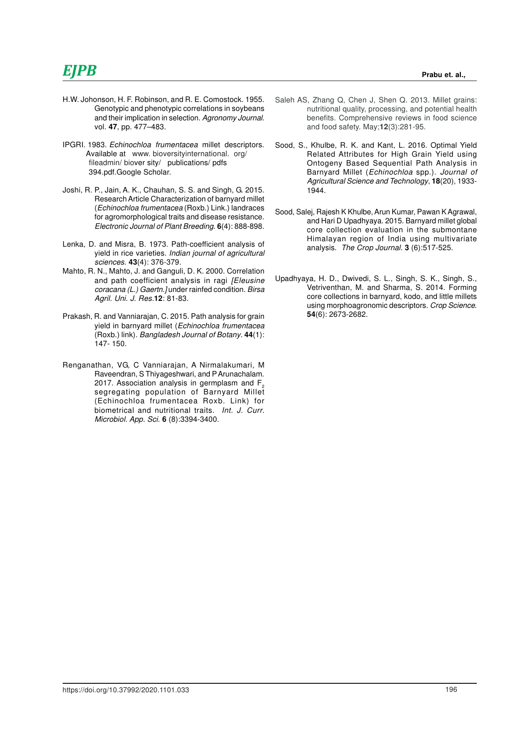H.W. Johonson, H. F. Robinson, and R. E. Comostock. 1955. Genotypic and phenotypic correlations in soybeans and their implication in selection. *Agronomy Journal*. vol. **47**, pp. 477–483.

IPGRI. 1983. *Echinochloa frumentacea* millet descriptors. Available at www. bioversityinternational. org/ fileadmin/ biover sity/ publications/ pdfs 394.pdf.Google Scholar.

Joshi, R. P., Jain, A. K., Chauhan, S. S. and Singh, G. 2015. Research Article Characterization of barnyard millet (*Echinochloa frumentacea* (Roxb.) Link.) landraces for agromorphological traits and disease resistance. *Electronic Journal of Plant Breeding*. **6**(4): 888-898.

Lenka, D. and Misra, B. 1973. Path-coefficient analysis of yield in rice varieties. *Indian journal of agricultural sciences*. **43**(4): 376-379.

Mahto, R. N., Mahto, J. and Ganguli, D. K. 2000. Correlation and path coefficient analysis in ragi *[Eleusine coracana (L.) Gaertn.]* under rainfed condition. *Birsa Agril. Uni. J. Res.* **12**: 81-83.

Prakash, R. and Vanniarajan, C. 2015. Path analysis for grain yield in barnyard millet (*Echinochloa frumentacea* (Roxb.) link). *Bangladesh Journal of Botany*. **44**(1): 147- 150.

Renganathan, VG, C Vanniarajan, A Nirmalakumari, M Raveendran, S Thiyageshwari, and P Arunachalam. 2017. Association analysis in germplasm and $F_2$ segregating population of Barnyard Millet (Echinochloa frumentacea Roxb. Link) for biometrical and nutritional traits. *Int. J. Curr. Microbiol. App. Sci*. **6** (8):3394-3400.

Saleh AS, Zhang Q, Chen J, Shen Q. 2013. Millet grains: nutritional quality, processing, and potential health benefits. Comprehensive reviews in food science and food safety. May;**12**(3):281-95.

Sood, S., Khulbe, R. K. and Kant, L. 2016. Optimal Yield Related Attributes for High Grain Yield using Ontogeny Based Sequential Path Analysis in Barnyard Millet (*Echinochloa* spp.). *Journal of Agricultural Science and Technology*, **18**(20), 1933-1944.

Sood, Salej, Rajesh K Khulbe, Arun Kumar, Pawan K Agrawal, and Hari D Upadhyaya. 2015. Barnyard millet global core collection evaluation in the submontane Himalayan region of India using multivariate analysis. *The Crop Journal*. **3** (6):517-525.

Upadhyaya, H. D., Dwivedi, S. L., Singh, S. K., Singh, S., Vetriventhan, M. and Sharma, S. 2014. Forming core collections in barnyard, kodo, and little millets using morphoagronomic descriptors. *Crop Science*. **54**(6): 2673-2682.